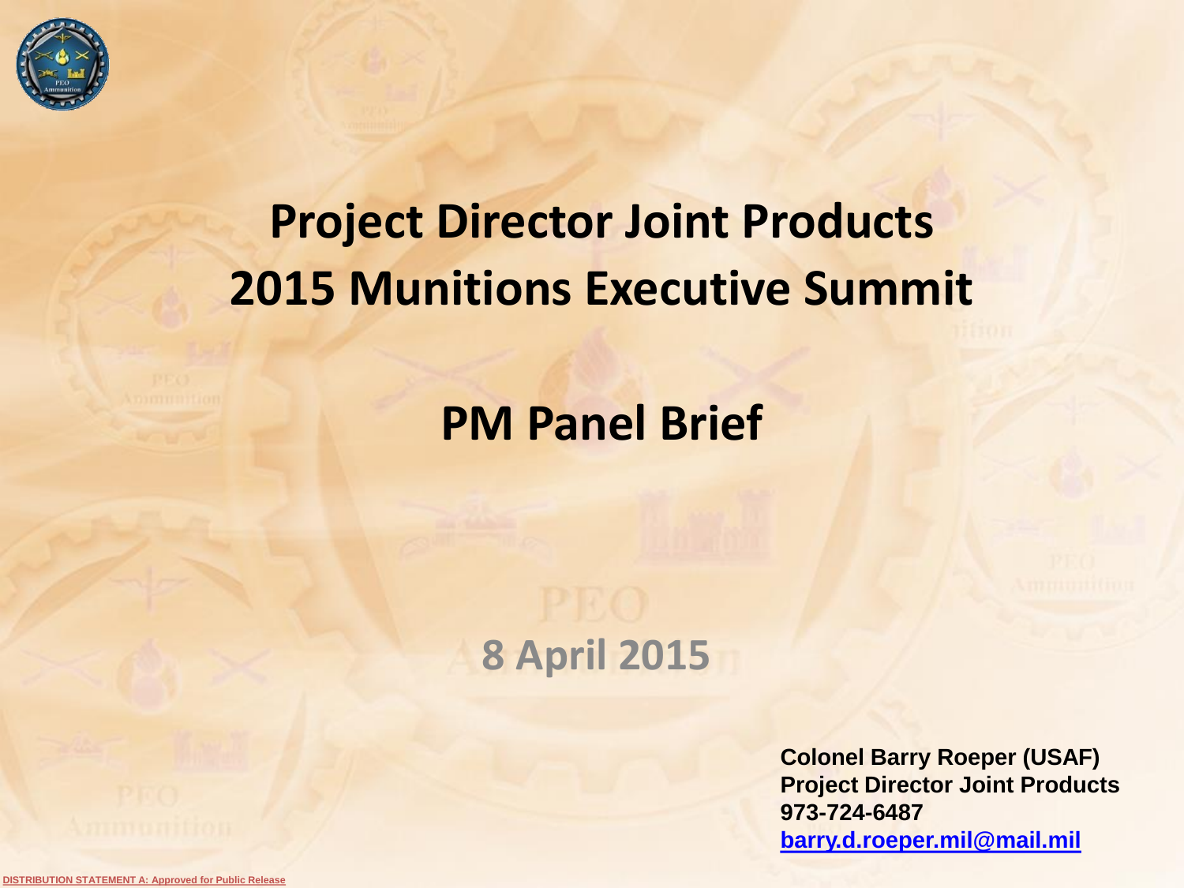# Project Director Joint Products
# 2015 Munitions Executive Summit

## PM Panel Brief

**8 April 2015**

**Colonel Barry Roeper (USAF)**
**Project Director Joint Products**
**973-724-6487**
**barry.d.roeper.mil@mail.mil**

DISTRIBUTION STATEMENT A: Approved for Public Release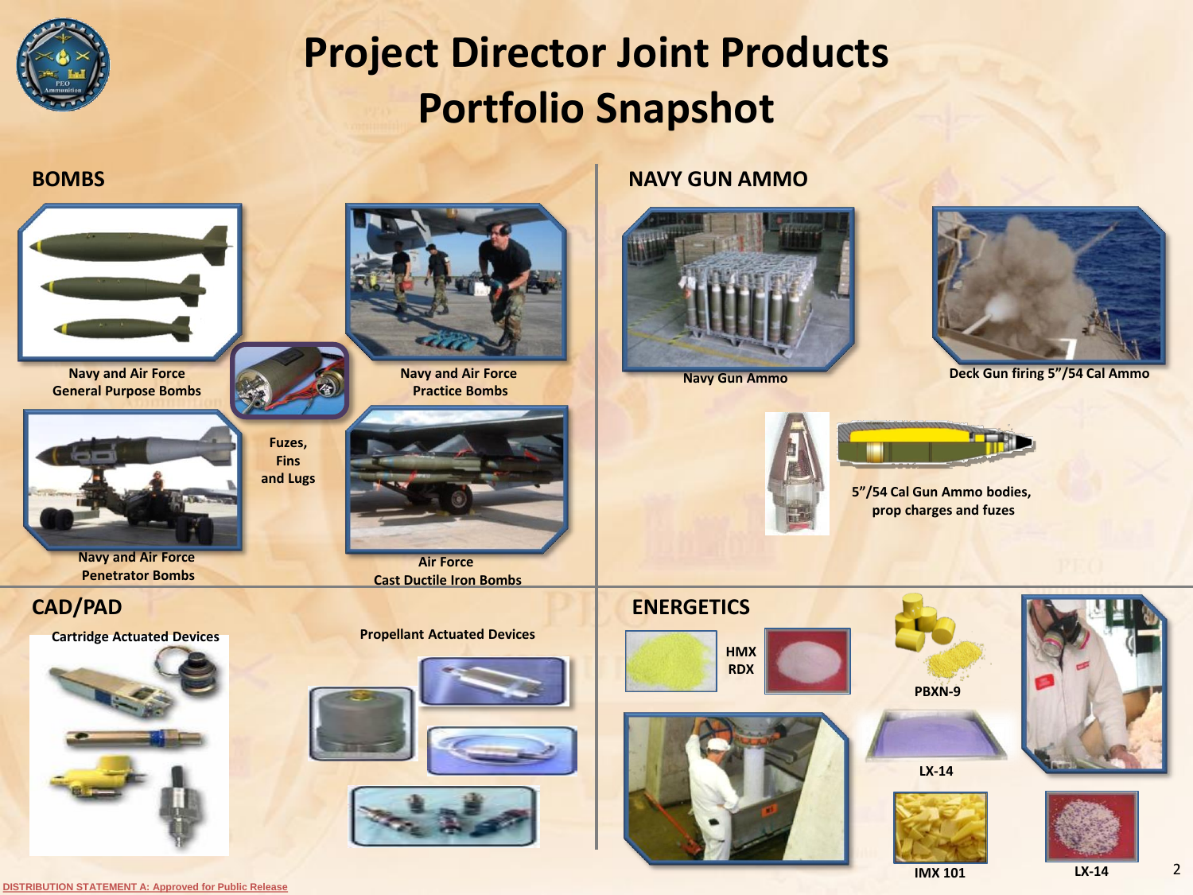# Project Director Joint Products Portfolio Snapshot

## BOMBS

Navy and Air Force General Purpose Bombs

Navy and Air Force Practice Bombs

Fuzes, Fins and Lugs

Navy and Air Force Penetrator Bombs

Air Force Cast Ductile Iron Bombs

## NAVY GUN AMMO

Navy Gun Ammo

Deck Gun firing 5"/54 Cal Ammo

5"/54 Cal Gun Ammo bodies, prop charges and fuzes

## CAD/PAD

Cartridge Actuated Devices

Propellant Actuated Devices

## ENERGETICS

HMX
RDX

PBXN-9

LX-14

IMX 101

LX-14

DISTRIBUTION STATEMENT A: Approved for Public Release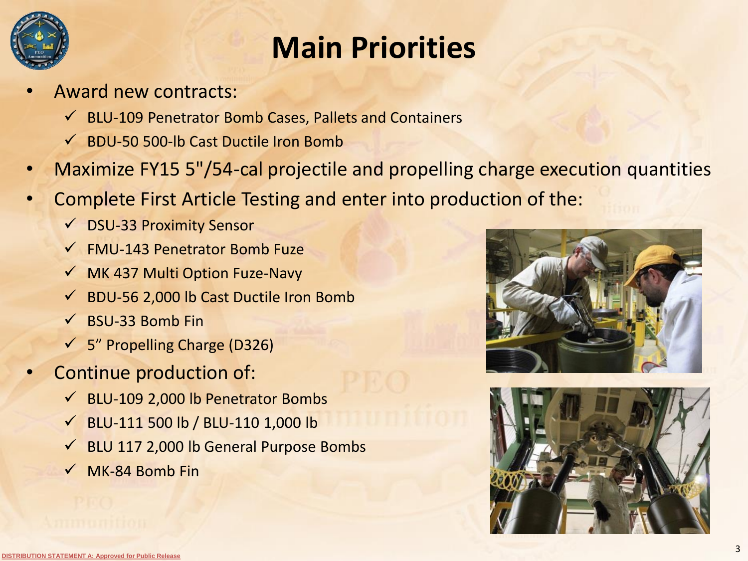# Main Priorities

- Award new contracts:
  - ✓ BLU-109 Penetrator Bomb Cases, Pallets and Containers
  - ✓ BDU-50 500-lb Cast Ductile Iron Bomb
- Maximize FY15 5"/54-cal projectile and propelling charge execution quantities
- Complete First Article Testing and enter into production of the:
  - ✓ DSU-33 Proximity Sensor
  - ✓ FMU-143 Penetrator Bomb Fuze
  - ✓ MK 437 Multi Option Fuze-Navy
  - ✓ BDU-56 2,000 lb Cast Ductile Iron Bomb
  - ✓ BSU-33 Bomb Fin
  - ✓ 5" Propelling Charge (D326)
- Continue production of:
  - ✓ BLU-109 2,000 lb Penetrator Bombs
  - ✓ BLU-111 500 lb / BLU-110 1,000 lb
  - ✓ BLU 117 2,000 lb General Purpose Bombs
  - ✓ MK-84 Bomb Fin

DISTRIBUTION STATEMENT A: Approved for Public Release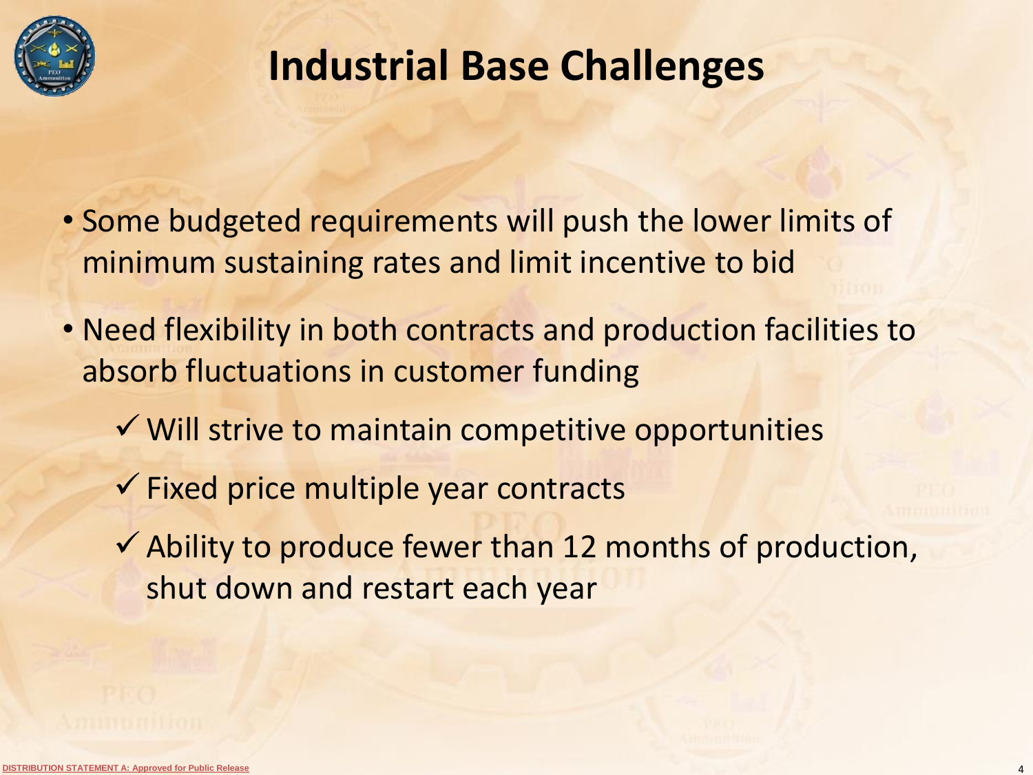# Industrial Base Challenges

- Some budgeted requirements will push the lower limits of minimum sustaining rates and limit incentive to bid
- Need flexibility in both contracts and production facilities to absorb fluctuations in customer funding
  - ✓ Will strive to maintain competitive opportunities
  - ✓ Fixed price multiple year contracts
  - ✓ Ability to produce fewer than 12 months of production, shut down and restart each year

DISTRIBUTION STATEMENT A: Approved for Public Release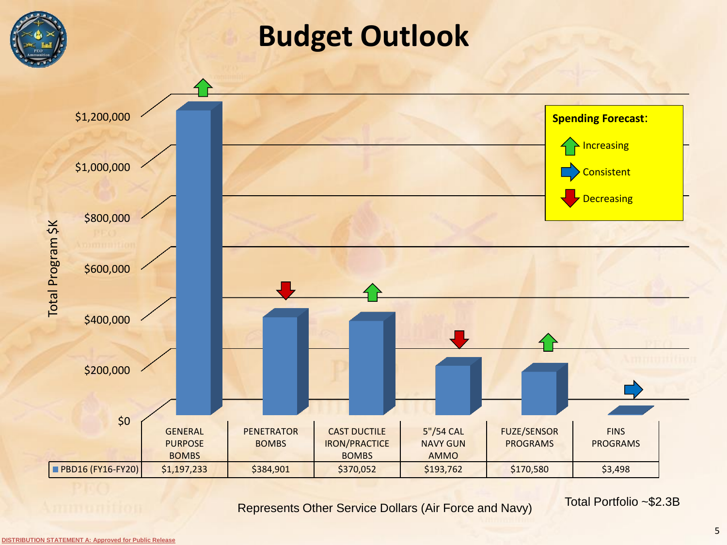# Budget Outlook

Total Program $K

$1,200,000
$1,000,000
$800,000
$600,000
$400,000
$200,000
$0

**Spending Forecast**:
Increasing
Consistent
Decreasing

GENERAL PURPOSE BOMBS
PENETRATOR BOMBS
CAST DUCTILE IRON/PRACTICE BOMBS
5"/54 CAL NAVY GUN AMMO
FUZE/SENSOR PROGRAMS
FINS PROGRAMS

PBD16 (FY16-FY20)
$1,197,233
$384,901
$370,052
$193,762
$170,580
$3,498

Represents Other Service Dollars (Air Force and Navy)

Total Portfolio ~$2.3B

DISTRIBUTION STATEMENT A: Approved for Public Release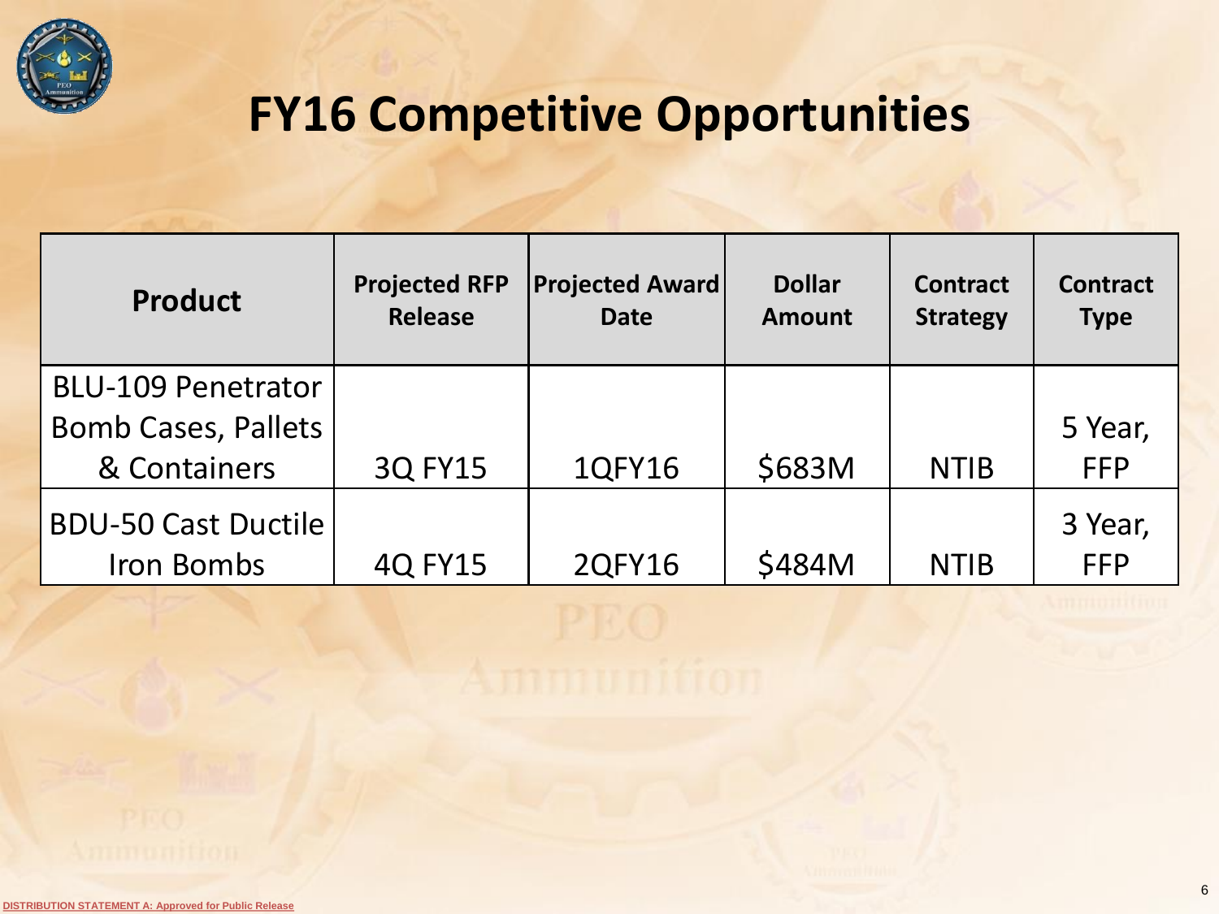# FY16 Competitive Opportunities

| Product | Projected RFP Release | Projected Award Date | Dollar Amount | Contract Strategy | Contract Type |
|---|---|---|---|---|---|
| BLU-109 Penetrator Bomb Cases, Pallets & Containers | 3Q FY15 | 1QFY16 | $683M | NTIB | 5 Year, FFP |
| BDU-50 Cast Ductile Iron Bombs | 4Q FY15 | 2QFY16 | $484M | NTIB | 3 Year, FFP |

DISTRIBUTION STATEMENT A: Approved for Public Release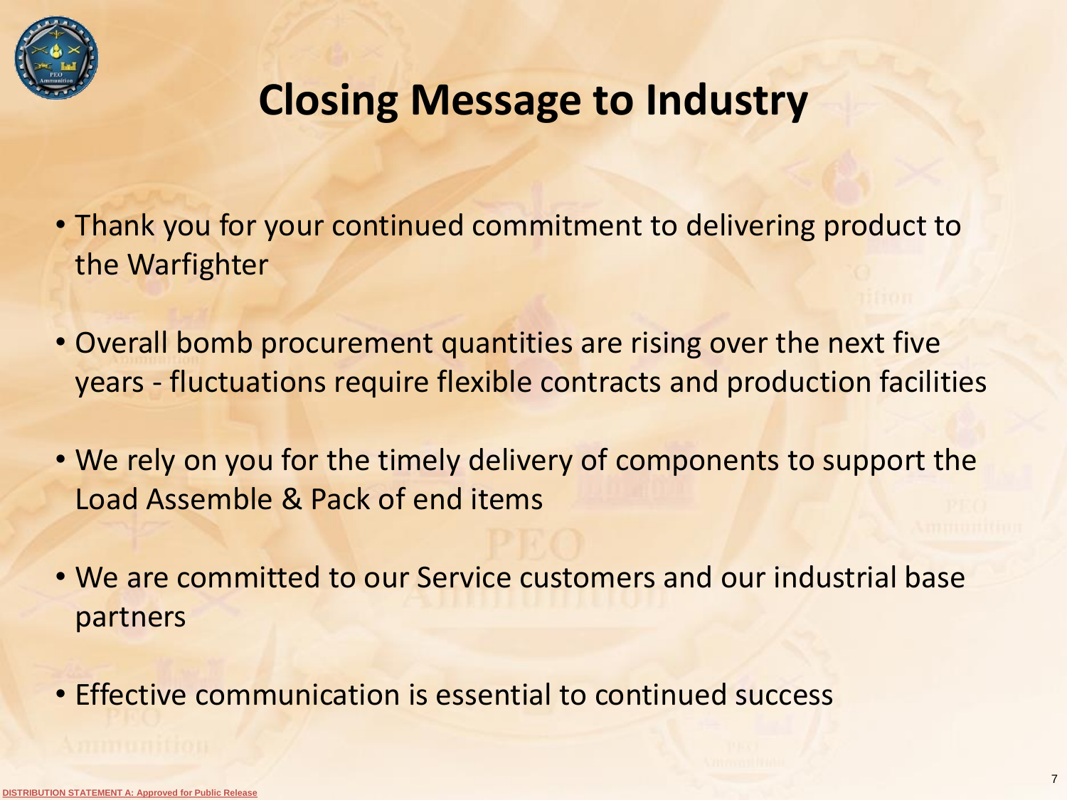# Closing Message to Industry

- Thank you for your continued commitment to delivering product to the Warfighter
- Overall bomb procurement quantities are rising over the next five years - fluctuations require flexible contracts and production facilities
- We rely on you for the timely delivery of components to support the Load Assemble & Pack of end items
- We are committed to our Service customers and our industrial base partners
- Effective communication is essential to continued success

DISTRIBUTION STATEMENT A: Approved for Public Release